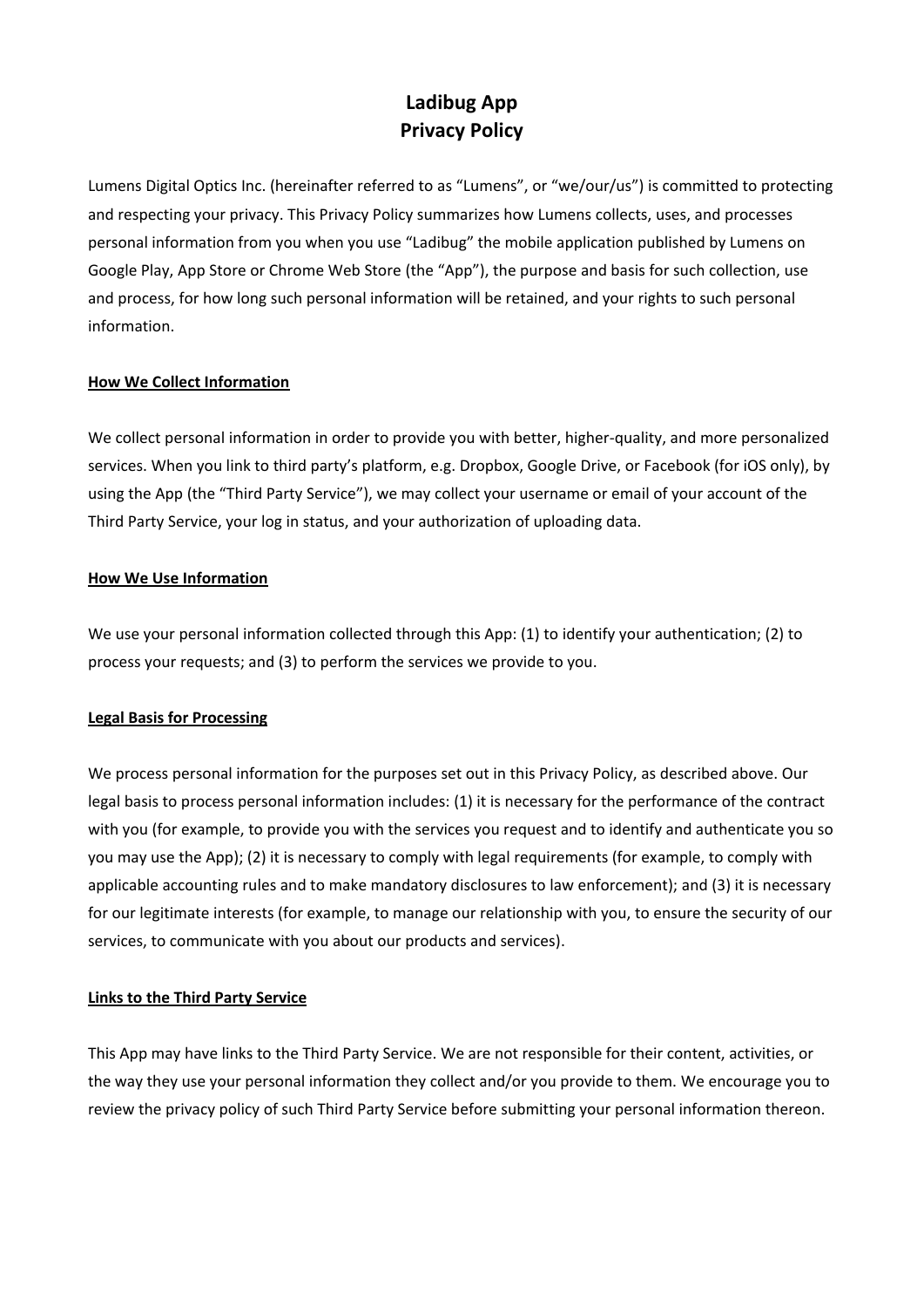# Ladibug App
# Privacy Policy

Lumens Digital Optics Inc. (hereinafter referred to as "Lumens", or "we/our/us") is committed to protecting and respecting your privacy. This Privacy Policy summarizes how Lumens collects, uses, and processes personal information from you when you use "Ladibug" the mobile application published by Lumens on Google Play, App Store or Chrome Web Store (the "App"), the purpose and basis for such collection, use and process, for how long such personal information will be retained, and your rights to such personal information.

## How We Collect Information

We collect personal information in order to provide you with better, higher-quality, and more personalized services. When you link to third party's platform, e.g. Dropbox, Google Drive, or Facebook (for iOS only), by using the App (the "Third Party Service"), we may collect your username or email of your account of the Third Party Service, your log in status, and your authorization of uploading data.

## How We Use Information

We use your personal information collected through this App: (1) to identify your authentication; (2) to process your requests; and (3) to perform the services we provide to you.

## Legal Basis for Processing

We process personal information for the purposes set out in this Privacy Policy, as described above. Our legal basis to process personal information includes: (1) it is necessary for the performance of the contract with you (for example, to provide you with the services you request and to identify and authenticate you so you may use the App); (2) it is necessary to comply with legal requirements (for example, to comply with applicable accounting rules and to make mandatory disclosures to law enforcement); and (3) it is necessary for our legitimate interests (for example, to manage our relationship with you, to ensure the security of our services, to communicate with you about our products and services).

## Links to the Third Party Service

This App may have links to the Third Party Service. We are not responsible for their content, activities, or the way they use your personal information they collect and/or you provide to them. We encourage you to review the privacy policy of such Third Party Service before submitting your personal information thereon.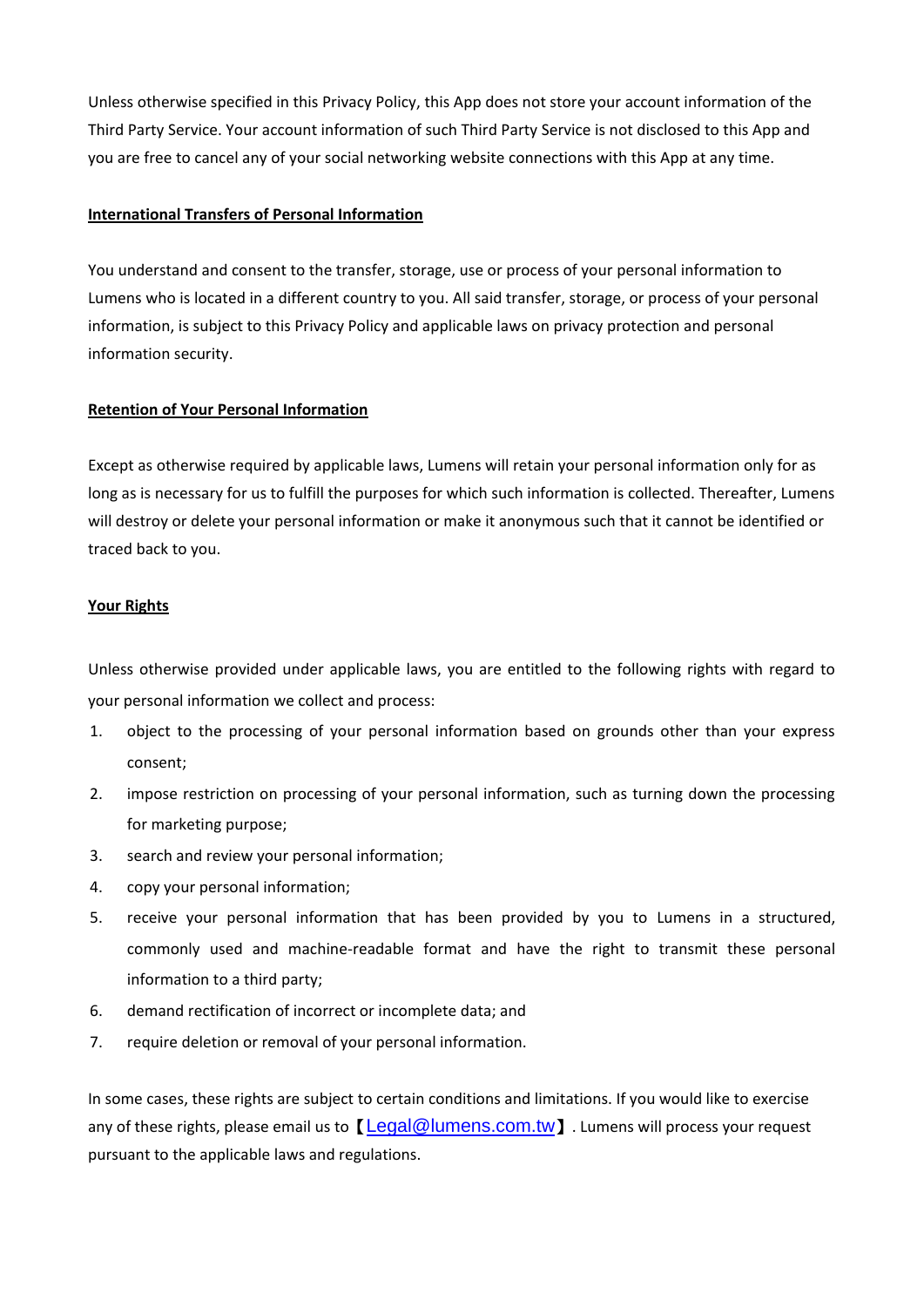Unless otherwise specified in this Privacy Policy, this App does not store your account information of the Third Party Service. Your account information of such Third Party Service is not disclosed to this App and you are free to cancel any of your social networking website connections with this App at any time.

**International Transfers of Personal Information**

You understand and consent to the transfer, storage, use or process of your personal information to Lumens who is located in a different country to you. All said transfer, storage, or process of your personal information, is subject to this Privacy Policy and applicable laws on privacy protection and personal information security.

**Retention of Your Personal Information**

Except as otherwise required by applicable laws, Lumens will retain your personal information only for as long as is necessary for us to fulfill the purposes for which such information is collected. Thereafter, Lumens will destroy or delete your personal information or make it anonymous such that it cannot be identified or traced back to you.

**Your Rights**

Unless otherwise provided under applicable laws, you are entitled to the following rights with regard to your personal information we collect and process:

1. object to the processing of your personal information based on grounds other than your express consent;
2. impose restriction on processing of your personal information, such as turning down the processing for marketing purpose;
3. search and review your personal information;
4. copy your personal information;
5. receive your personal information that has been provided by you to Lumens in a structured, commonly used and machine-readable format and have the right to transmit these personal information to a third party;
6. demand rectification of incorrect or incomplete data; and
7. require deletion or removal of your personal information.

In some cases, these rights are subject to certain conditions and limitations. If you would like to exercise any of these rights, please email us to【Legal@lumens.com.tw】. Lumens will process your request pursuant to the applicable laws and regulations.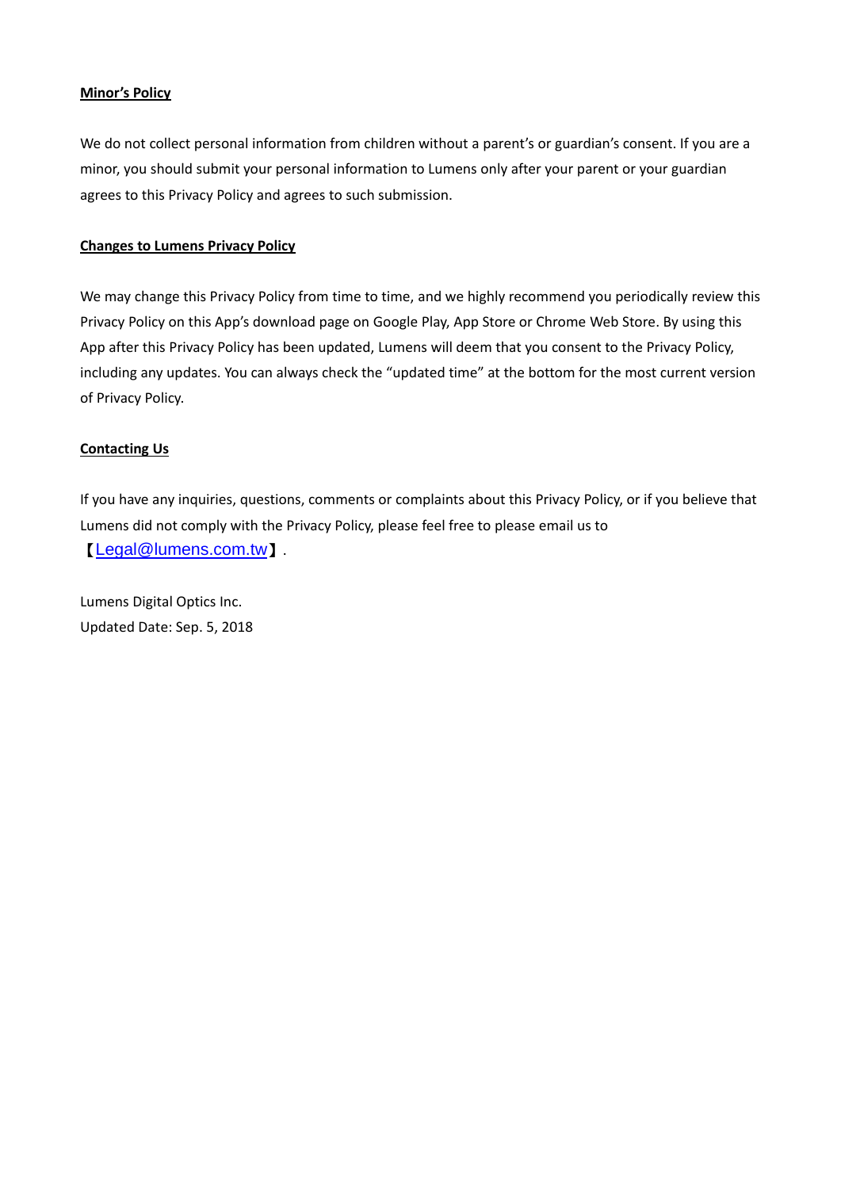**Minor's Policy**

We do not collect personal information from children without a parent's or guardian's consent. If you are a minor, you should submit your personal information to Lumens only after your parent or your guardian agrees to this Privacy Policy and agrees to such submission.

**Changes to Lumens Privacy Policy**

We may change this Privacy Policy from time to time, and we highly recommend you periodically review this Privacy Policy on this App's download page on Google Play, App Store or Chrome Web Store. By using this App after this Privacy Policy has been updated, Lumens will deem that you consent to the Privacy Policy, including any updates. You can always check the "updated time" at the bottom for the most current version of Privacy Policy.

**Contacting Us**

If you have any inquiries, questions, comments or complaints about this Privacy Policy, or if you believe that Lumens did not comply with the Privacy Policy, please feel free to please email us to 【Legal@lumens.com.tw】.

Lumens Digital Optics Inc.
Updated Date: Sep. 5, 2018